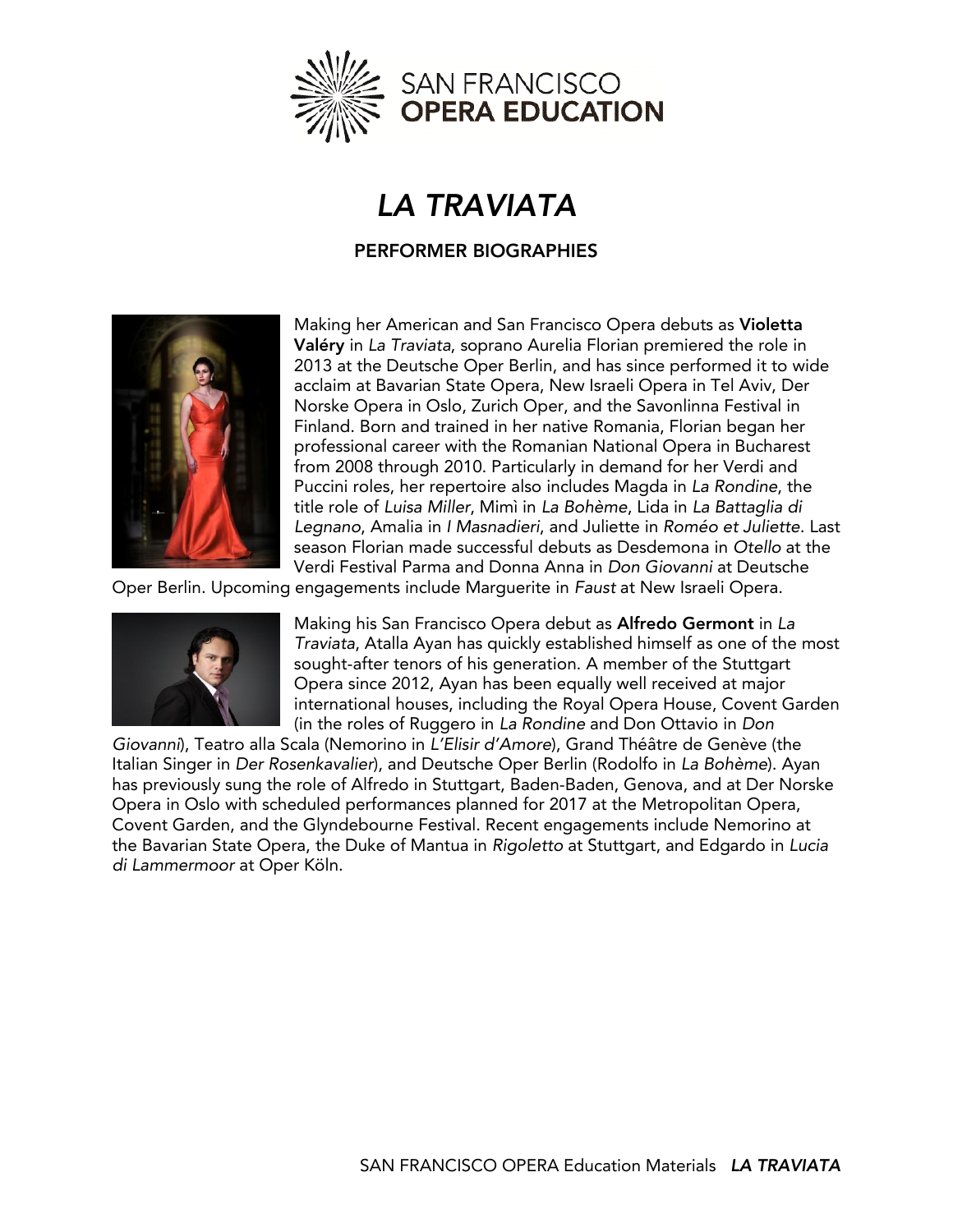SAN FRANCISCO OPERA EDUCATION

# *LA TRAVIATA*

## PERFORMER BIOGRAPHIES

Making her American and San Francisco Opera debuts as **Violetta Valéry** in *La Traviata*, soprano Aurelia Florian premiered the role in 2013 at the Deutsche Oper Berlin, and has since performed it to wide acclaim at Bavarian State Opera, New Israeli Opera in Tel Aviv, Der Norske Opera in Oslo, Zurich Oper, and the Savonlinna Festival in Finland. Born and trained in her native Romania, Florian began her professional career with the Romanian National Opera in Bucharest from 2008 through 2010. Particularly in demand for her Verdi and Puccini roles, her repertoire also includes Magda in *La Rondine*, the title role of *Luisa Miller*, Mimì in *La Bohème*, Lida in *La Battaglia di Legnano*, Amalia in *I Masnadieri*, and Juliette in *Roméo et Juliette*. Last season Florian made successful debuts as Desdemona in *Otello* at the Verdi Festival Parma and Donna Anna in *Don Giovanni* at Deutsche Oper Berlin. Upcoming engagements include Marguerite in *Faust* at New Israeli Opera.

Making his San Francisco Opera debut as **Alfredo Germont** in *La Traviata*, Atalla Ayan has quickly established himself as one of the most sought-after tenors of his generation. A member of the Stuttgart Opera since 2012, Ayan has been equally well received at major international houses, including the Royal Opera House, Covent Garden (in the roles of Ruggero in *La Rondine* and Don Ottavio in *Don Giovanni*), Teatro alla Scala (Nemorino in *L'Elisir d'Amore*), Grand Théâtre de Genève (the Italian Singer in *Der Rosenkavalier*), and Deutsche Oper Berlin (Rodolfo in *La Bohème*). Ayan has previously sung the role of Alfredo in Stuttgart, Baden-Baden, Genova, and at Der Norske Opera in Oslo with scheduled performances planned for 2017 at the Metropolitan Opera, Covent Garden, and the Glyndebourne Festival. Recent engagements include Nemorino at the Bavarian State Opera, the Duke of Mantua in *Rigoletto* at Stuttgart, and Edgardo in *Lucia di Lammermoor* at Oper Köln.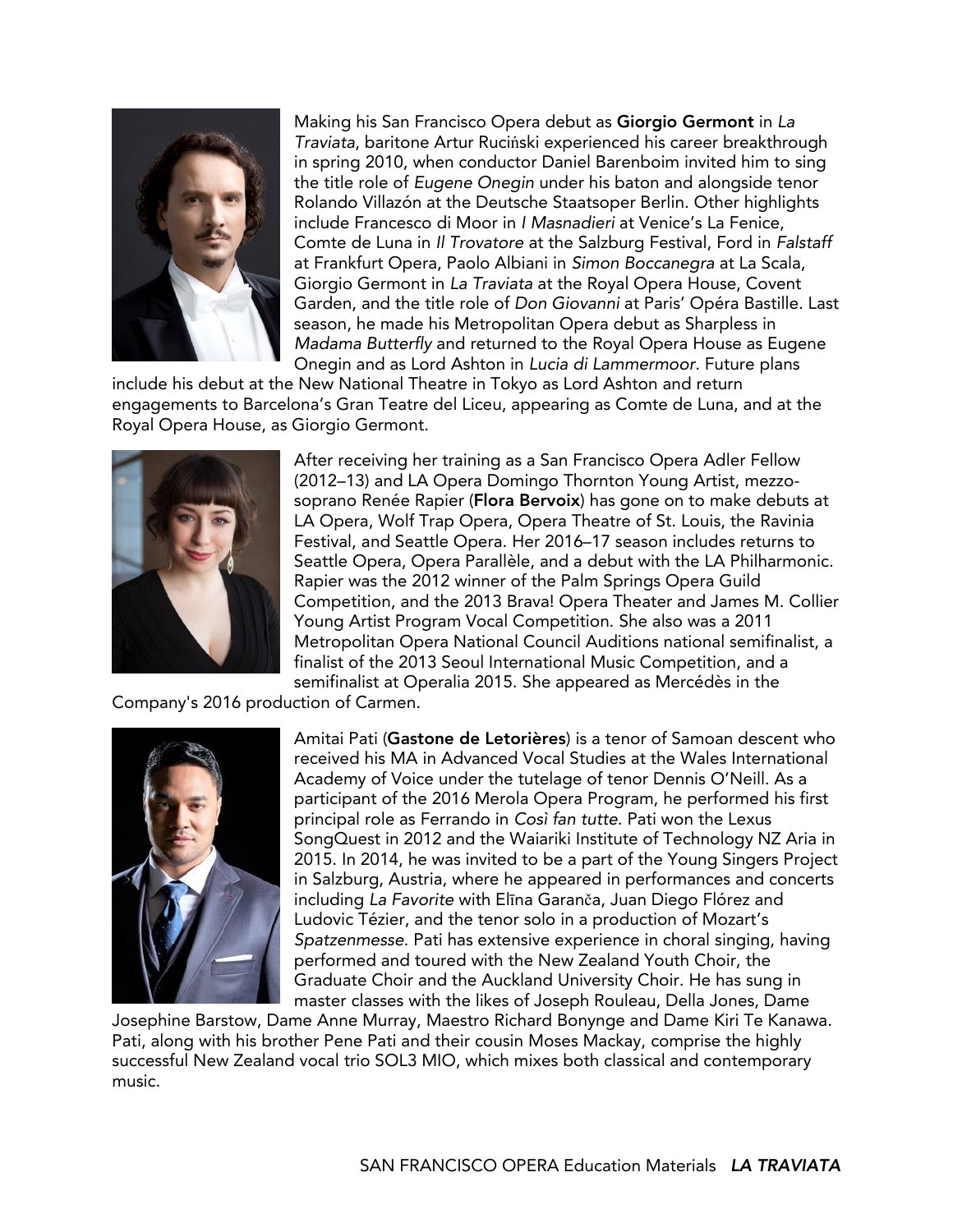Making his San Francisco Opera debut as **Giorgio Germont** in *La Traviata*, baritone Artur Ruciński experienced his career breakthrough in spring 2010, when conductor Daniel Barenboim invited him to sing the title role of *Eugene Onegin* under his baton and alongside tenor Rolando Villazón at the Deutsche Staatsoper Berlin. Other highlights include Francesco di Moor in *I Masnadieri* at Venice's La Fenice, Comte de Luna in *Il Trovatore* at the Salzburg Festival, Ford in *Falstaff* at Frankfurt Opera, Paolo Albiani in *Simon Boccanegra* at La Scala, Giorgio Germont in *La Traviata* at the Royal Opera House, Covent Garden, and the title role of *Don Giovanni* at Paris' Opéra Bastille. Last season, he made his Metropolitan Opera debut as Sharpless in *Madama Butterfly* and returned to the Royal Opera House as Eugene Onegin and as Lord Ashton in *Lucia di Lammermoor*. Future plans include his debut at the New National Theatre in Tokyo as Lord Ashton and return engagements to Barcelona's Gran Teatre del Liceu, appearing as Comte de Luna, and at the Royal Opera House, as Giorgio Germont.

After receiving her training as a San Francisco Opera Adler Fellow (2012–13) and LA Opera Domingo Thornton Young Artist, mezzo-soprano Renée Rapier (**Flora Bervoix**) has gone on to make debuts at LA Opera, Wolf Trap Opera, Opera Theatre of St. Louis, the Ravinia Festival, and Seattle Opera. Her 2016–17 season includes returns to Seattle Opera, Opera Parallèle, and a debut with the LA Philharmonic. Rapier was the 2012 winner of the Palm Springs Opera Guild Competition, and the 2013 Brava! Opera Theater and James M. Collier Young Artist Program Vocal Competition. She also was a 2011 Metropolitan Opera National Council Auditions national semifinalist, a finalist of the 2013 Seoul International Music Competition, and a semifinalist at Operalia 2015. She appeared as Mercédès in the Company's 2016 production of Carmen.

Amitai Pati (**Gastone de Letorières**) is a tenor of Samoan descent who received his MA in Advanced Vocal Studies at the Wales International Academy of Voice under the tutelage of tenor Dennis O'Neill. As a participant of the 2016 Merola Opera Program, he performed his first principal role as Ferrando in *Così fan tutte*. Pati won the Lexus SongQuest in 2012 and the Waiariki Institute of Technology NZ Aria in 2015. In 2014, he was invited to be a part of the Young Singers Project in Salzburg, Austria, where he appeared in performances and concerts including *La Favorite* with Elīna Garanča, Juan Diego Flórez and Ludovic Tézier, and the tenor solo in a production of Mozart's *Spatzenmesse*. Pati has extensive experience in choral singing, having performed and toured with the New Zealand Youth Choir, the Graduate Choir and the Auckland University Choir. He has sung in master classes with the likes of Joseph Rouleau, Della Jones, Dame Josephine Barstow, Dame Anne Murray, Maestro Richard Bonynge and Dame Kiri Te Kanawa. Pati, along with his brother Pene Pati and their cousin Moses Mackay, comprise the highly successful New Zealand vocal trio SOL3 MIO, which mixes both classical and contemporary music.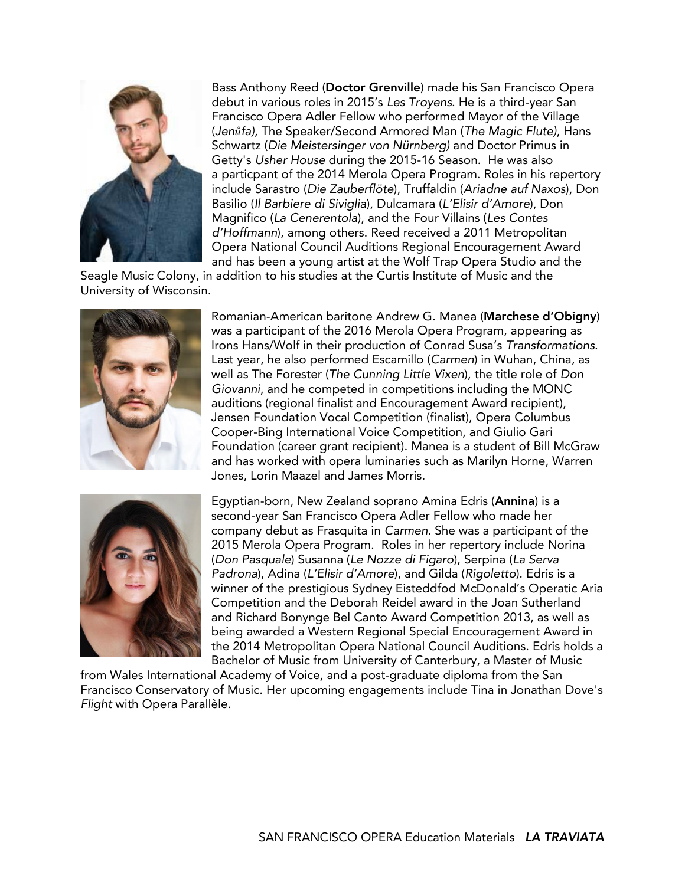Bass Anthony Reed (**Doctor Grenville**) made his San Francisco Opera debut in various roles in 2015's *Les Troyens*. He is a third-year San Francisco Opera Adler Fellow who performed Mayor of the Village (*Jenůfa)*, The Speaker/Second Armored Man (*The Magic Flute)*, Hans Schwartz (*Die Meistersinger von Nürnberg)* and Doctor Primus in Getty's *Usher House* during the 2015-16 Season. He was also a particpant of the 2014 Merola Opera Program. Roles in his repertory include Sarastro (*Die Zauberflöte*), Truffaldin (*Ariadne auf Naxos*), Don Basilio (*Il Barbiere di Siviglia*), Dulcamara (*L'Elisir d'Amore*), Don Magnifico (*La Cenerentola*), and the Four Villains (*Les Contes d'Hoffmann*), among others. Reed received a 2011 Metropolitan Opera National Council Auditions Regional Encouragement Award and has been a young artist at the Wolf Trap Opera Studio and the Seagle Music Colony, in addition to his studies at the Curtis Institute of Music and the University of Wisconsin.

Romanian-American baritone Andrew G. Manea (**Marchese d'Obigny**) was a participant of the 2016 Merola Opera Program, appearing as Irons Hans/Wolf in their production of Conrad Susa's *Transformations*. Last year, he also performed Escamillo (*Carmen*) in Wuhan, China, as well as The Forester (*The Cunning Little Vixen*), the title role of *Don Giovanni*, and he competed in competitions including the MONC auditions (regional finalist and Encouragement Award recipient), Jensen Foundation Vocal Competition (finalist), Opera Columbus Cooper-Bing International Voice Competition, and Giulio Gari Foundation (career grant recipient). Manea is a student of Bill McGraw and has worked with opera luminaries such as Marilyn Horne, Warren Jones, Lorin Maazel and James Morris.

Egyptian-born, New Zealand soprano Amina Edris (**Annina**) is a second-year San Francisco Opera Adler Fellow who made her company debut as Frasquita in *Carmen.* She was a participant of the 2015 Merola Opera Program. Roles in her repertory include Norina (*Don Pasquale*) Susanna (*Le Nozze di Figaro*), Serpina (*La Serva Padrona*), Adina (*L'Elisir d'Amore*), and Gilda (*Rigoletto*). Edris is a winner of the prestigious Sydney Eisteddfod McDonald's Operatic Aria Competition and the Deborah Reidel award in the Joan Sutherland and Richard Bonynge Bel Canto Award Competition 2013, as well as being awarded a Western Regional Special Encouragement Award in the 2014 Metropolitan Opera National Council Auditions. Edris holds a Bachelor of Music from University of Canterbury, a Master of Music from Wales International Academy of Voice, and a post-graduate diploma from the San Francisco Conservatory of Music. Her upcoming engagements include Tina in Jonathan Dove's *Flight* with Opera Parallèle.